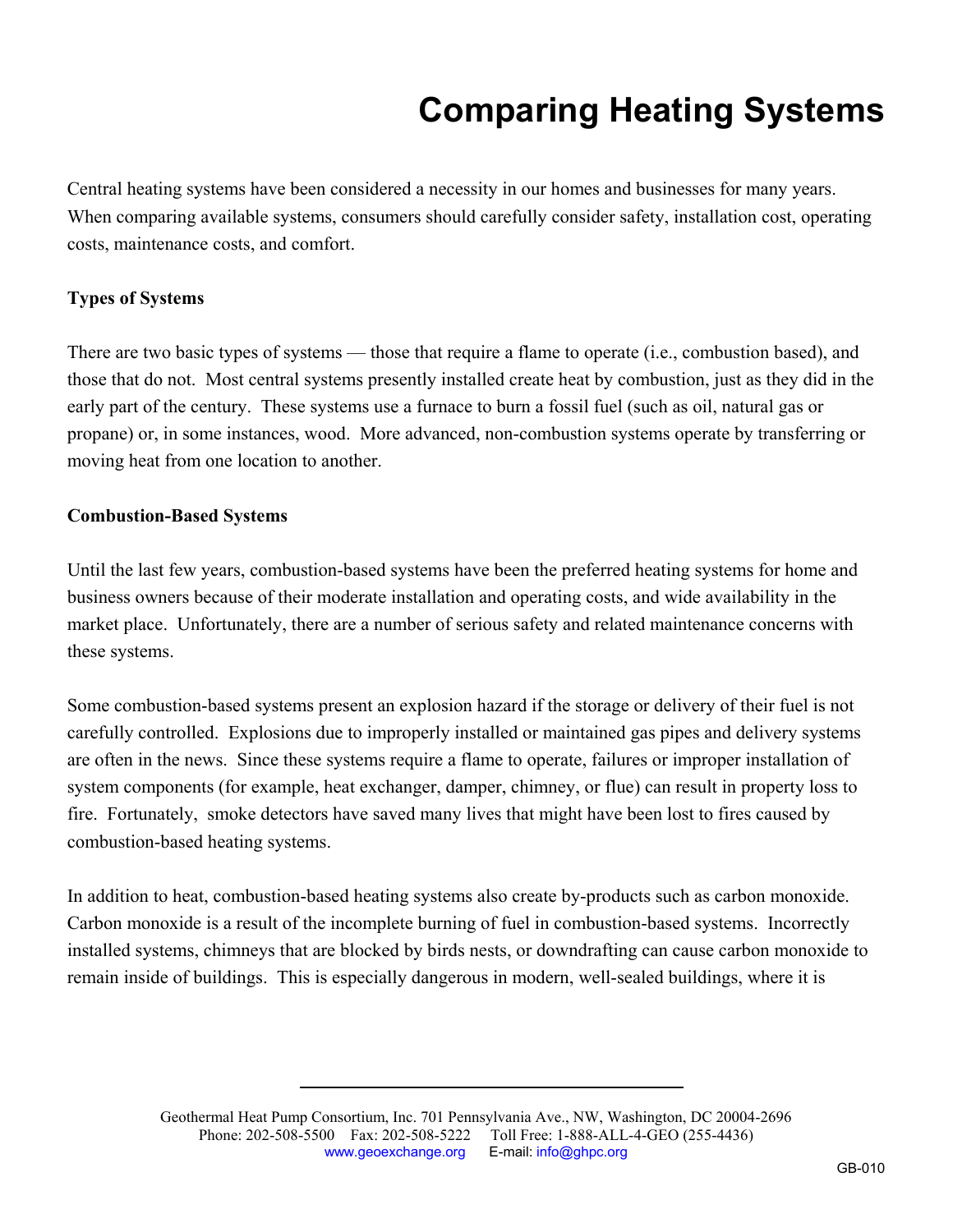# Comparing Heating Systems

Central heating systems have been considered a necessity in our homes and businesses for many years. When comparing available systems, consumers should carefully consider safety, installation cost, operating costs, maintenance costs, and comfort.

**Types of Systems**

There are two basic types of systems — those that require a flame to operate (i.e., combustion based), and those that do not. Most central systems presently installed create heat by combustion, just as they did in the early part of the century. These systems use a furnace to burn a fossil fuel (such as oil, natural gas or propane) or, in some instances, wood. More advanced, non-combustion systems operate by transferring or moving heat from one location to another.

**Combustion-Based Systems**

Until the last few years, combustion-based systems have been the preferred heating systems for home and business owners because of their moderate installation and operating costs, and wide availability in the market place. Unfortunately, there are a number of serious safety and related maintenance concerns with these systems.

Some combustion-based systems present an explosion hazard if the storage or delivery of their fuel is not carefully controlled. Explosions due to improperly installed or maintained gas pipes and delivery systems are often in the news. Since these systems require a flame to operate, failures or improper installation of system components (for example, heat exchanger, damper, chimney, or flue) can result in property loss to fire. Fortunately, smoke detectors have saved many lives that might have been lost to fires caused by combustion-based heating systems.

In addition to heat, combustion-based heating systems also create by-products such as carbon monoxide. Carbon monoxide is a result of the incomplete burning of fuel in combustion-based systems. Incorrectly installed systems, chimneys that are blocked by birds nests, or downdrafting can cause carbon monoxide to remain inside of buildings. This is especially dangerous in modern, well-sealed buildings, where it is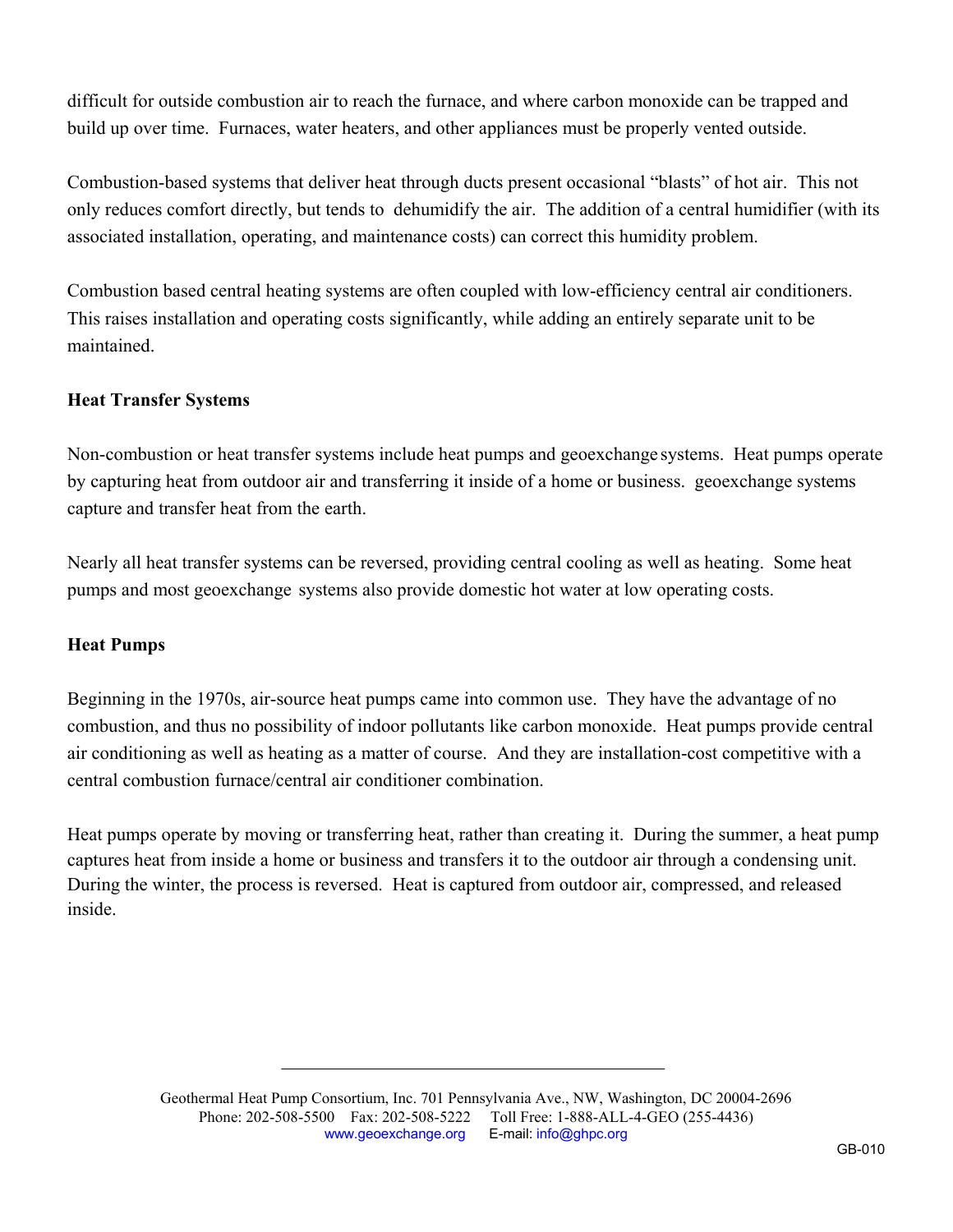difficult for outside combustion air to reach the furnace, and where carbon monoxide can be trapped and build up over time. Furnaces, water heaters, and other appliances must be properly vented outside.

Combustion-based systems that deliver heat through ducts present occasional “blasts” of hot air. This not only reduces comfort directly, but tends to dehumidify the air. The addition of a central humidifier (with its associated installation, operating, and maintenance costs) can correct this humidity problem.

Combustion based central heating systems are often coupled with low-efficiency central air conditioners. This raises installation and operating costs significantly, while adding an entirely separate unit to be maintained.

**Heat Transfer Systems**

Non-combustion or heat transfer systems include heat pumps and geoexchange systems. Heat pumps operate by capturing heat from outdoor air and transferring it inside of a home or business. geoexchange systems capture and transfer heat from the earth.

Nearly all heat transfer systems can be reversed, providing central cooling as well as heating. Some heat pumps and most geoexchange systems also provide domestic hot water at low operating costs.

**Heat Pumps**

Beginning in the 1970s, air-source heat pumps came into common use. They have the advantage of no combustion, and thus no possibility of indoor pollutants like carbon monoxide. Heat pumps provide central air conditioning as well as heating as a matter of course. And they are installation-cost competitive with a central combustion furnace/central air conditioner combination.

Heat pumps operate by moving or transferring heat, rather than creating it. During the summer, a heat pump captures heat from inside a home or business and transfers it to the outdoor air through a condensing unit. During the winter, the process is reversed. Heat is captured from outdoor air, compressed, and released inside.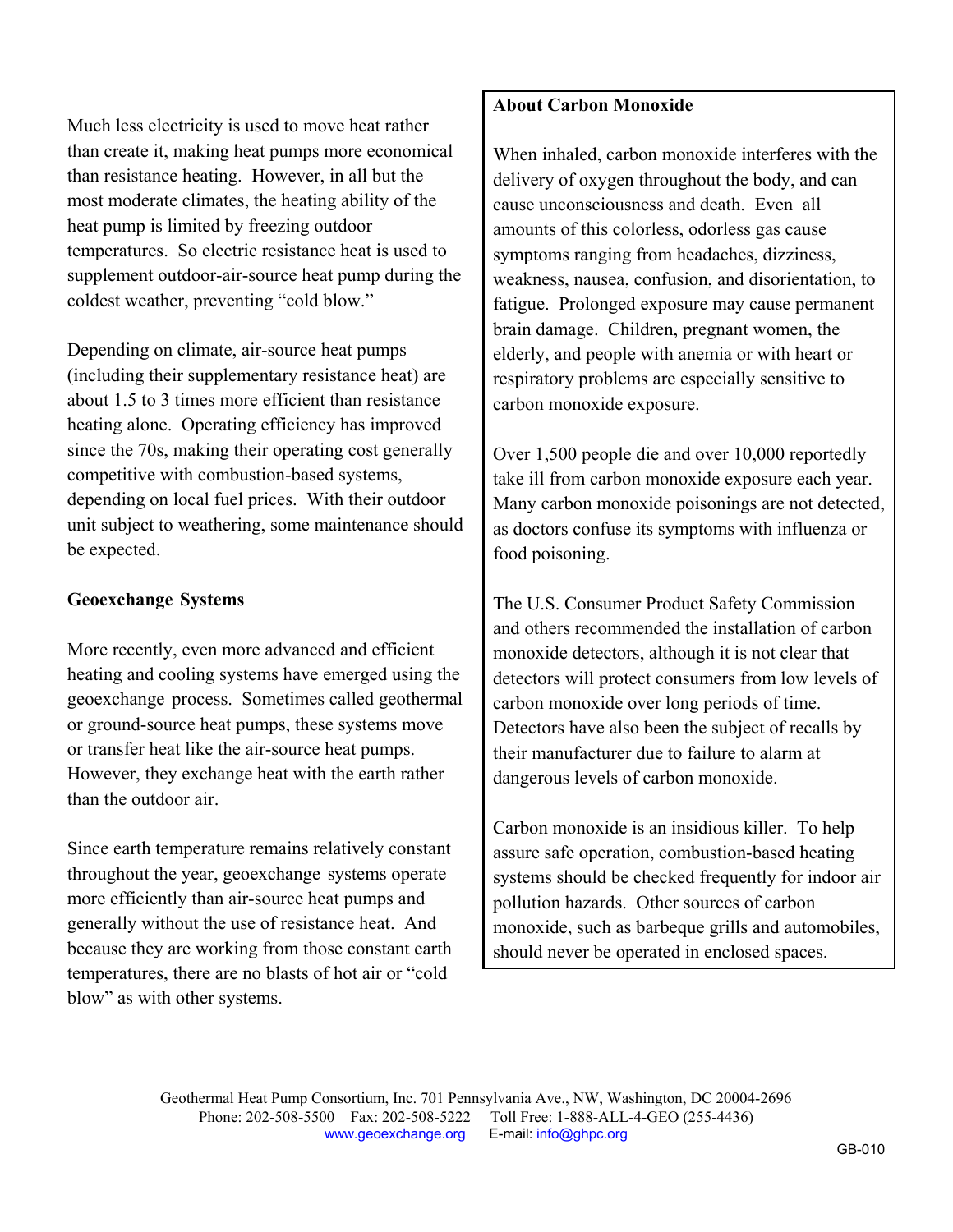Much less electricity is used to move heat rather than create it, making heat pumps more economical than resistance heating. However, in all but the most moderate climates, the heating ability of the heat pump is limited by freezing outdoor temperatures. So electric resistance heat is used to supplement outdoor-air-source heat pump during the coldest weather, preventing "cold blow."

Depending on climate, air-source heat pumps (including their supplementary resistance heat) are about 1.5 to 3 times more efficient than resistance heating alone. Operating efficiency has improved since the 70s, making their operating cost generally competitive with combustion-based systems, depending on local fuel prices. With their outdoor unit subject to weathering, some maintenance should be expected.

**Geoexchange Systems**

More recently, even more advanced and efficient heating and cooling systems have emerged using the geoexchange process. Sometimes called geothermal or ground-source heat pumps, these systems move or transfer heat like the air-source heat pumps. However, they exchange heat with the earth rather than the outdoor air.

Since earth temperature remains relatively constant throughout the year, geoexchange systems operate more efficiently than air-source heat pumps and generally without the use of resistance heat. And because they are working from those constant earth temperatures, there are no blasts of hot air or "cold blow" as with other systems.

**About Carbon Monoxide**

When inhaled, carbon monoxide interferes with the delivery of oxygen throughout the body, and can cause unconsciousness and death. Even all amounts of this colorless, odorless gas cause symptoms ranging from headaches, dizziness, weakness, nausea, confusion, and disorientation, to fatigue. Prolonged exposure may cause permanent brain damage. Children, pregnant women, the elderly, and people with anemia or with heart or respiratory problems are especially sensitive to carbon monoxide exposure.

Over 1,500 people die and over 10,000 reportedly take ill from carbon monoxide exposure each year. Many carbon monoxide poisonings are not detected, as doctors confuse its symptoms with influenza or food poisoning.

The U.S. Consumer Product Safety Commission and others recommended the installation of carbon monoxide detectors, although it is not clear that detectors will protect consumers from low levels of carbon monoxide over long periods of time. Detectors have also been the subject of recalls by their manufacturer due to failure to alarm at dangerous levels of carbon monoxide.

Carbon monoxide is an insidious killer. To help assure safe operation, combustion-based heating systems should be checked frequently for indoor air pollution hazards. Other sources of carbon monoxide, such as barbeque grills and automobiles, should never be operated in enclosed spaces.

---

Geothermal Heat Pump Consortium, Inc. 701 Pennsylvania Ave., NW, Washington, DC 20004-2696
Phone: 202-508-5500 Fax: 202-508-5222 Toll Free: 1-888-ALL-4-GEO (255-4436)
www.geoexchange.org E-mail: info@ghpc.org

GB-010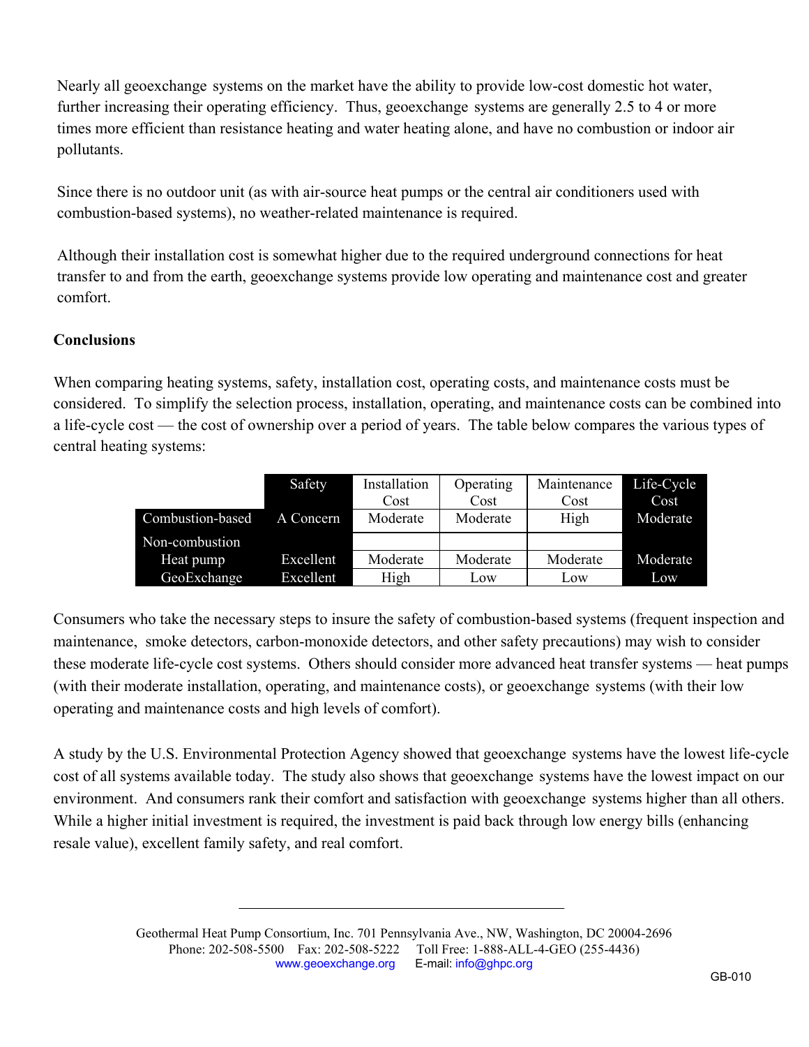Nearly all geoexchange systems on the market have the ability to provide low-cost domestic hot water, further increasing their operating efficiency. Thus, geoexchange systems are generally 2.5 to 4 or more times more efficient than resistance heating and water heating alone, and have no combustion or indoor air pollutants.

Since there is no outdoor unit (as with air-source heat pumps or the central air conditioners used with combustion-based systems), no weather-related maintenance is required.

Although their installation cost is somewhat higher due to the required underground connections for heat transfer to and from the earth, geoexchange systems provide low operating and maintenance cost and greater comfort.

**Conclusions**

When comparing heating systems, safety, installation cost, operating costs, and maintenance costs must be considered. To simplify the selection process, installation, operating, and maintenance costs can be combined into a life-cycle cost — the cost of ownership over a period of years. The table below compares the various types of central heating systems:

| | Safety | Installation Cost | Operating Cost | Maintenance Cost | Life-Cycle Cost |
|---|---|---|---|---|---|
| Combustion-based | A Concern | Moderate | Moderate | High | Moderate |
| Non-combustion | | | | | |
| Heat pump | Excellent | Moderate | Moderate | Moderate | Moderate |
| GeoExchange | Excellent | High | Low | Low | Low |

Consumers who take the necessary steps to insure the safety of combustion-based systems (frequent inspection and maintenance, smoke detectors, carbon-monoxide detectors, and other safety precautions) may wish to consider these moderate life-cycle cost systems. Others should consider more advanced heat transfer systems — heat pumps (with their moderate installation, operating, and maintenance costs), or geoexchange systems (with their low operating and maintenance costs and high levels of comfort).

A study by the U.S. Environmental Protection Agency showed that geoexchange systems have the lowest life-cycle cost of all systems available today. The study also shows that geoexchange systems have the lowest impact on our environment. And consumers rank their comfort and satisfaction with geoexchange systems higher than all others. While a higher initial investment is required, the investment is paid back through low energy bills (enhancing resale value), excellent family safety, and real comfort.

---

Geothermal Heat Pump Consortium, Inc. 701 Pennsylvania Ave., NW, Washington, DC 20004-2696
Phone: 202-508-5500 Fax: 202-508-5222 Toll Free: 1-888-ALL-4-GEO (255-4436)
www.geoexchange.org E-mail: info@ghpc.org

GB-010